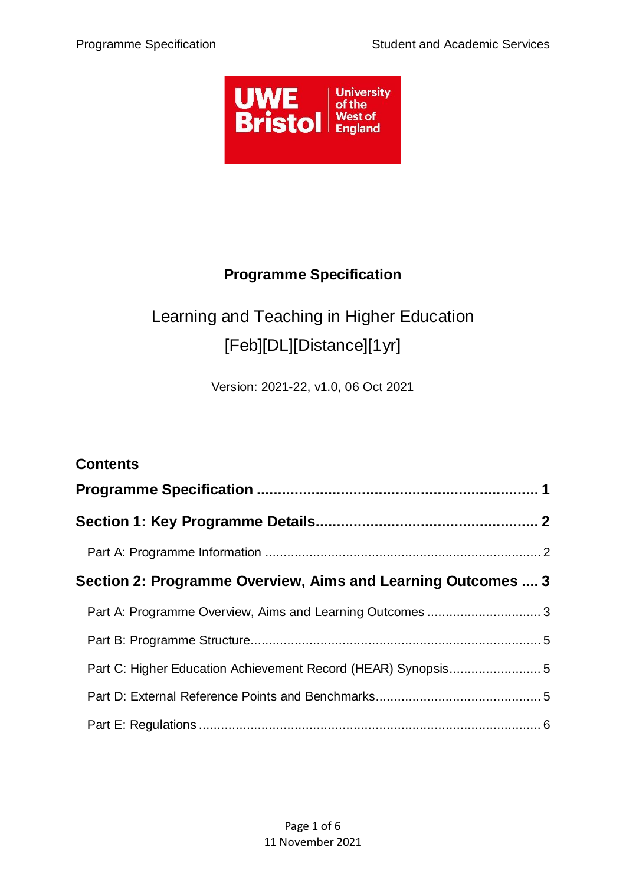# Programme Specification

Learning and Teaching in Higher Education

[Feb][DL][Distance][1yr]

Version: 2021-22, v1.0, 06 Oct 2021

## Contents

**Programme Specification .................................................................. 1**

**Section 1: Key Programme Details.................................................... 2**

Part A: Programme Information ........................................................................... 2

**Section 2: Programme Overview, Aims and Learning Outcomes .... 3**

Part A: Programme Overview, Aims and Learning Outcomes ............................... 3

Part B: Programme Structure............................................................................... 5

Part C: Higher Education Achievement Record (HEAR) Synopsis......................... 5

Part D: External Reference Points and Benchmarks............................................. 5

Part E: Regulations ............................................................................................. 6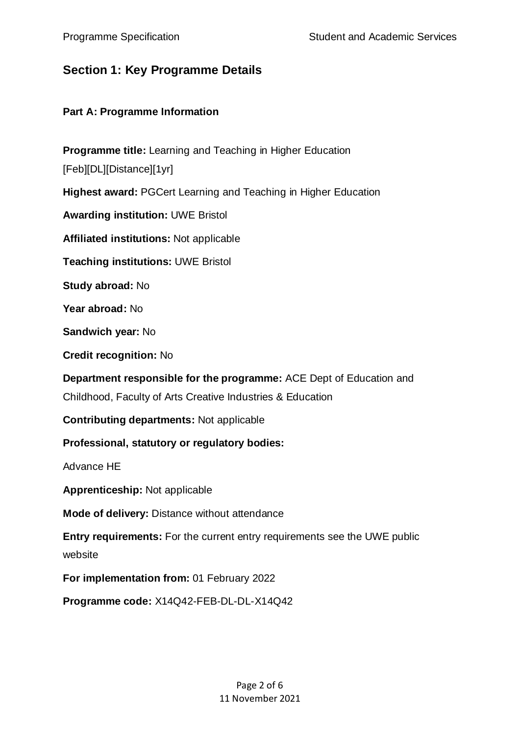## Section 1: Key Programme Details

### Part A: Programme Information

**Programme title:** Learning and Teaching in Higher Education [Feb][DL][Distance][1yr]

**Highest award:** PGCert Learning and Teaching in Higher Education

**Awarding institution:** UWE Bristol

**Affiliated institutions:** Not applicable

**Teaching institutions:** UWE Bristol

**Study abroad:** No

**Year abroad:** No

**Sandwich year:** No

**Credit recognition:** No

**Department responsible for the programme:** ACE Dept of Education and Childhood, Faculty of Arts Creative Industries & Education

**Contributing departments:** Not applicable

**Professional, statutory or regulatory bodies:**

Advance HE

**Apprenticeship:** Not applicable

**Mode of delivery:** Distance without attendance

**Entry requirements:** For the current entry requirements see the UWE public website

**For implementation from:** 01 February 2022

**Programme code:** X14Q42-FEB-DL-DL-X14Q42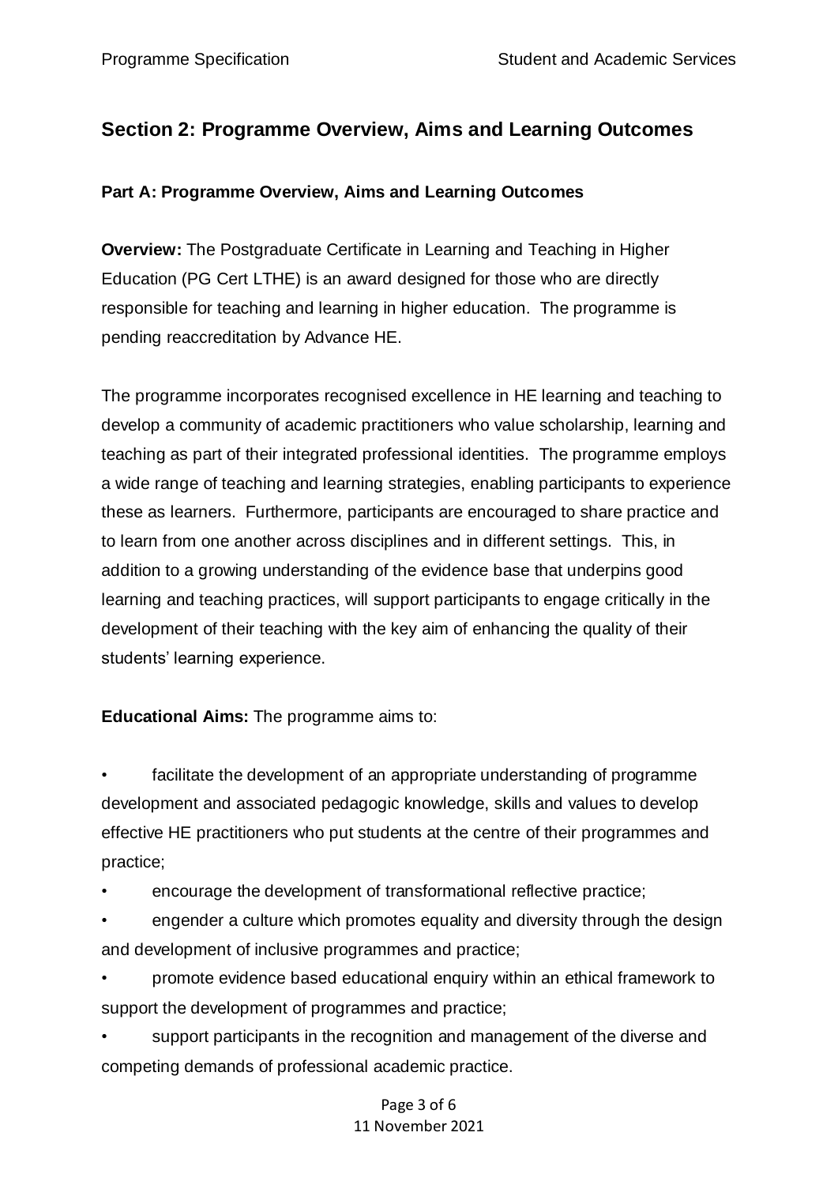## Section 2: Programme Overview, Aims and Learning Outcomes

### Part A: Programme Overview, Aims and Learning Outcomes

**Overview:** The Postgraduate Certificate in Learning and Teaching in Higher Education (PG Cert LTHE) is an award designed for those who are directly responsible for teaching and learning in higher education. The programme is pending reaccreditation by Advance HE.

The programme incorporates recognised excellence in HE learning and teaching to develop a community of academic practitioners who value scholarship, learning and teaching as part of their integrated professional identities. The programme employs a wide range of teaching and learning strategies, enabling participants to experience these as learners. Furthermore, participants are encouraged to share practice and to learn from one another across disciplines and in different settings. This, in addition to a growing understanding of the evidence base that underpins good learning and teaching practices, will support participants to engage critically in the development of their teaching with the key aim of enhancing the quality of their students' learning experience.

**Educational Aims:** The programme aims to:

- facilitate the development of an appropriate understanding of programme development and associated pedagogic knowledge, skills and values to develop effective HE practitioners who put students at the centre of their programmes and practice;
- encourage the development of transformational reflective practice;
- engender a culture which promotes equality and diversity through the design and development of inclusive programmes and practice;
- promote evidence based educational enquiry within an ethical framework to support the development of programmes and practice;
- support participants in the recognition and management of the diverse and competing demands of professional academic practice.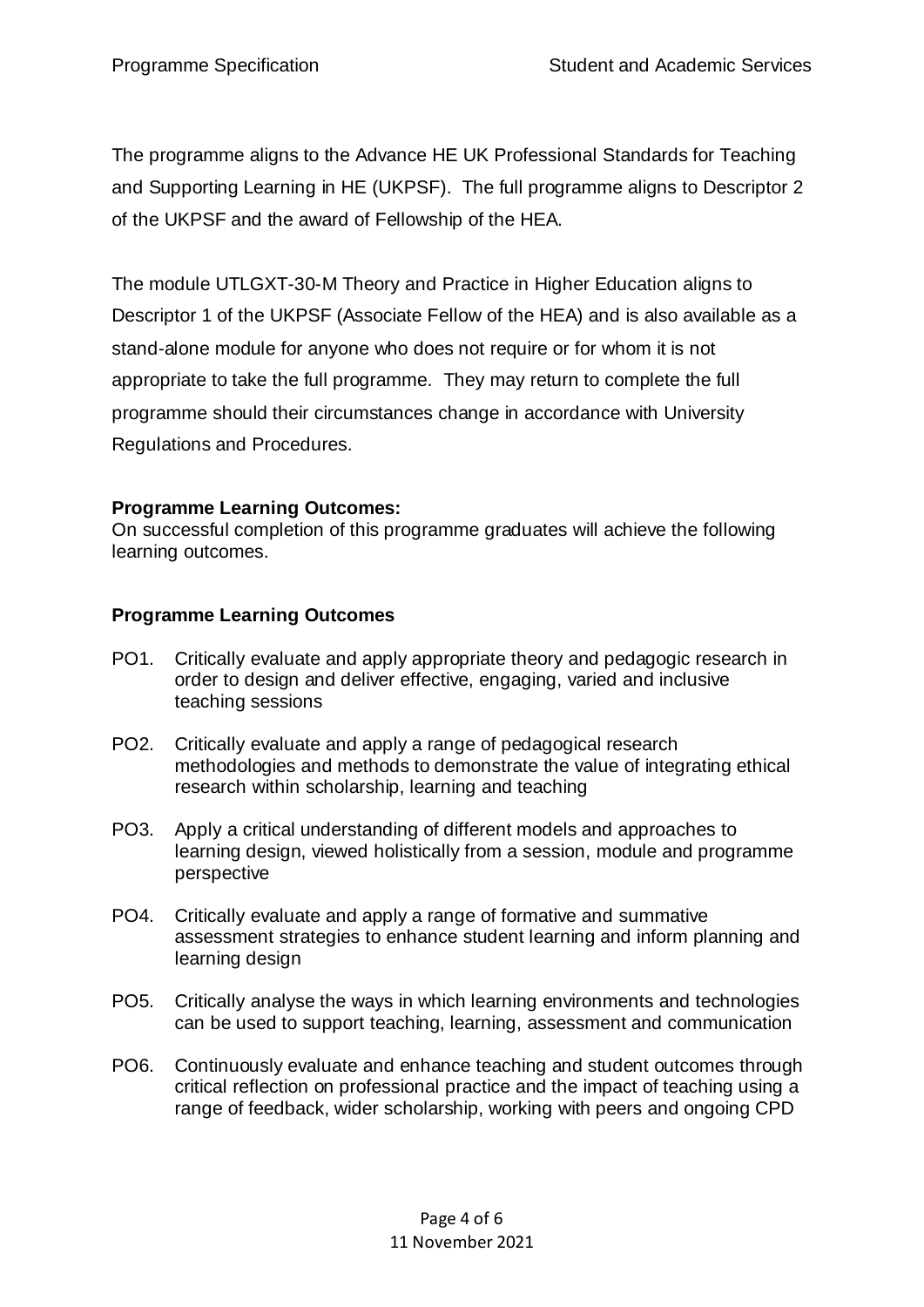The programme aligns to the Advance HE UK Professional Standards for Teaching and Supporting Learning in HE (UKPSF). The full programme aligns to Descriptor 2 of the UKPSF and the award of Fellowship of the HEA.

The module UTLGXT-30-M Theory and Practice in Higher Education aligns to Descriptor 1 of the UKPSF (Associate Fellow of the HEA) and is also available as a stand-alone module for anyone who does not require or for whom it is not appropriate to take the full programme. They may return to complete the full programme should their circumstances change in accordance with University Regulations and Procedures.

**Programme Learning Outcomes:**
On successful completion of this programme graduates will achieve the following learning outcomes.

**Programme Learning Outcomes**

PO1. Critically evaluate and apply appropriate theory and pedagogic research in order to design and deliver effective, engaging, varied and inclusive teaching sessions

PO2. Critically evaluate and apply a range of pedagogical research methodologies and methods to demonstrate the value of integrating ethical research within scholarship, learning and teaching

PO3. Apply a critical understanding of different models and approaches to learning design, viewed holistically from a session, module and programme perspective

PO4. Critically evaluate and apply a range of formative and summative assessment strategies to enhance student learning and inform planning and learning design

PO5. Critically analyse the ways in which learning environments and technologies can be used to support teaching, learning, assessment and communication

PO6. Continuously evaluate and enhance teaching and student outcomes through critical reflection on professional practice and the impact of teaching using a range of feedback, wider scholarship, working with peers and ongoing CPD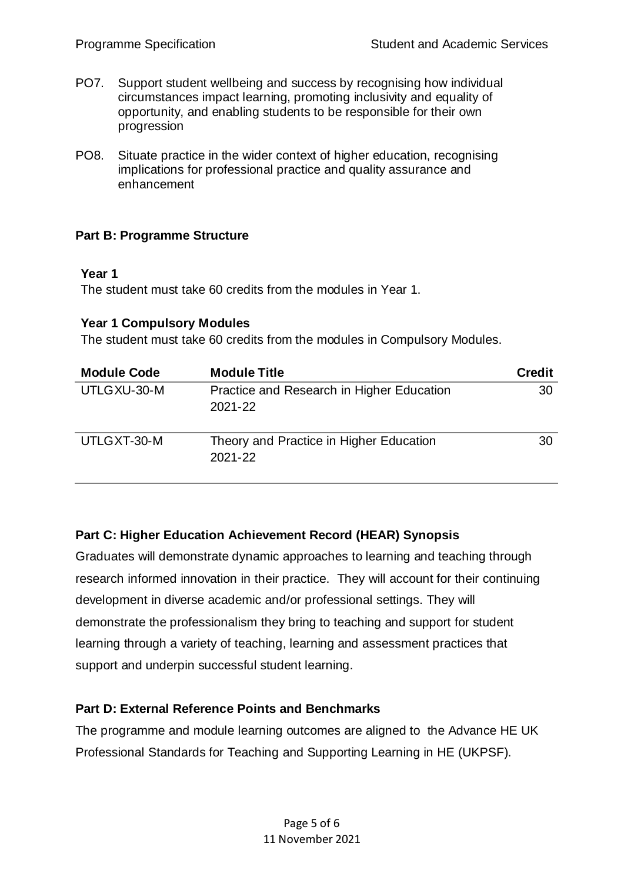PO7. Support student wellbeing and success by recognising how individual circumstances impact learning, promoting inclusivity and equality of opportunity, and enabling students to be responsible for their own progression

PO8. Situate practice in the wider context of higher education, recognising implications for professional practice and quality assurance and enhancement

**Part B: Programme Structure**

**Year 1**

The student must take 60 credits from the modules in Year 1.

**Year 1 Compulsory Modules**

The student must take 60 credits from the modules in Compulsory Modules.

| Module Code | Module Title | Credit |
|---|---|---|
| UTLGXU-30-M | Practice and Research in Higher Education 2021-22 | 30 |
| UTLGXT-30-M | Theory and Practice in Higher Education 2021-22 | 30 |

**Part C: Higher Education Achievement Record (HEAR) Synopsis**

Graduates will demonstrate dynamic approaches to learning and teaching through research informed innovation in their practice. They will account for their continuing development in diverse academic and/or professional settings. They will demonstrate the professionalism they bring to teaching and support for student learning through a variety of teaching, learning and assessment practices that support and underpin successful student learning.

**Part D: External Reference Points and Benchmarks**

The programme and module learning outcomes are aligned to the Advance HE UK Professional Standards for Teaching and Supporting Learning in HE (UKPSF).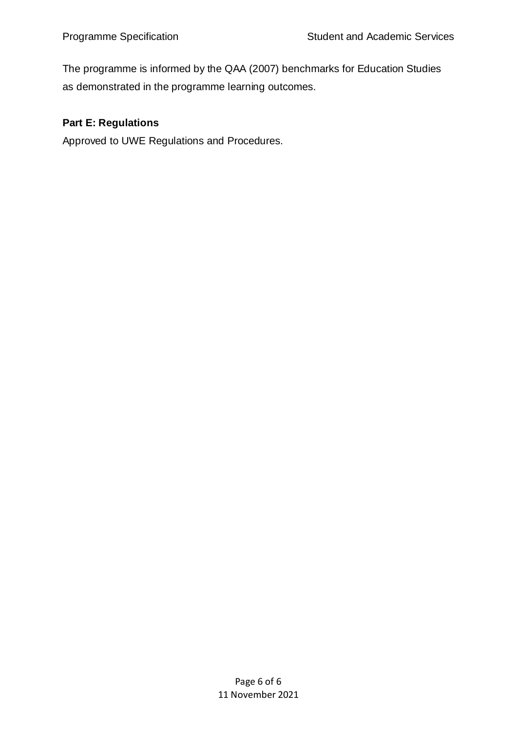The programme is informed by the QAA (2007) benchmarks for Education Studies as demonstrated in the programme learning outcomes.

**Part E: Regulations**

Approved to UWE Regulations and Procedures.